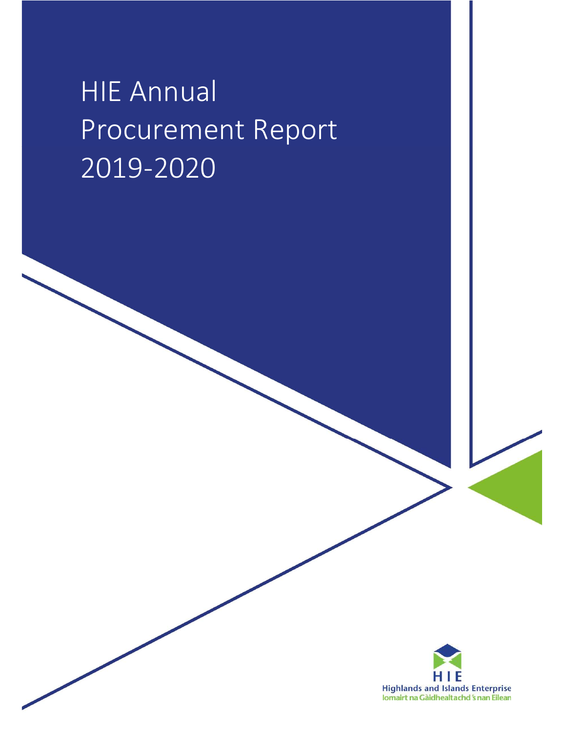# HIE Annual Procurement Report 2019-2020

HIE
Highlands and Islands Enterprise
Iomairt na Gàidhealtachd 's nan Eilean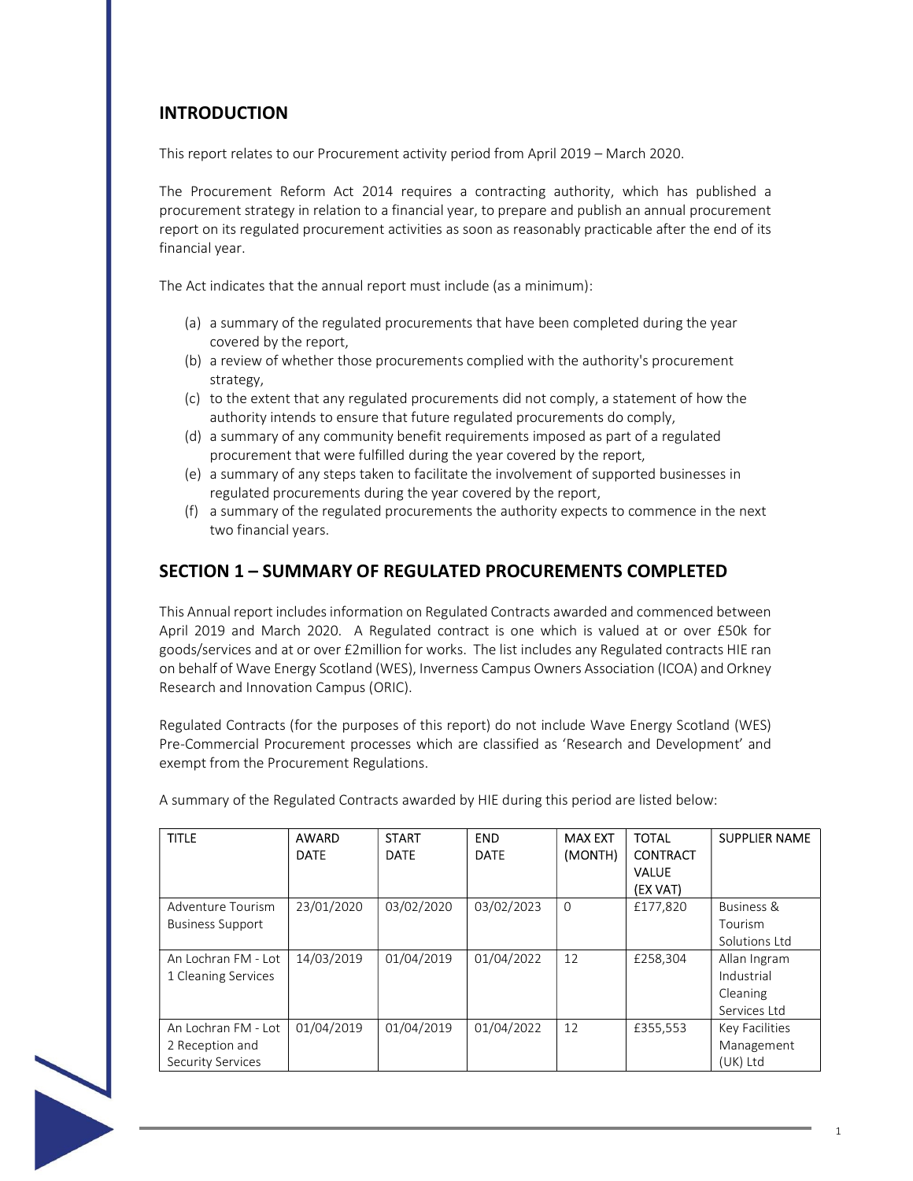## INTRODUCTION

This report relates to our Procurement activity period from April 2019 – March 2020.

The Procurement Reform Act 2014 requires a contracting authority, which has published a procurement strategy in relation to a financial year, to prepare and publish an annual procurement report on its regulated procurement activities as soon as reasonably practicable after the end of its financial year.

The Act indicates that the annual report must include (as a minimum):

(a) a summary of the regulated procurements that have been completed during the year covered by the report,
(b) a review of whether those procurements complied with the authority's procurement strategy,
(c) to the extent that any regulated procurements did not comply, a statement of how the authority intends to ensure that future regulated procurements do comply,
(d) a summary of any community benefit requirements imposed as part of a regulated procurement that were fulfilled during the year covered by the report,
(e) a summary of any steps taken to facilitate the involvement of supported businesses in regulated procurements during the year covered by the report,
(f) a summary of the regulated procurements the authority expects to commence in the next two financial years.

## SECTION 1 – SUMMARY OF REGULATED PROCUREMENTS COMPLETED

This Annual report includes information on Regulated Contracts awarded and commenced between April 2019 and March 2020. A Regulated contract is one which is valued at or over £50k for goods/services and at or over £2million for works. The list includes any Regulated contracts HIE ran on behalf of Wave Energy Scotland (WES), Inverness Campus Owners Association (ICOA) and Orkney Research and Innovation Campus (ORIC).

Regulated Contracts (for the purposes of this report) do not include Wave Energy Scotland (WES) Pre-Commercial Procurement processes which are classified as 'Research and Development' and exempt from the Procurement Regulations.

A summary of the Regulated Contracts awarded by HIE during this period are listed below:

| TITLE | AWARD DATE | START DATE | END DATE | MAX EXT (MONTH) | TOTAL CONTRACT VALUE (EX VAT) | SUPPLIER NAME |
|---|---|---|---|---|---|---|
| Adventure Tourism Business Support | 23/01/2020 | 03/02/2020 | 03/02/2023 | 0 | £177,820 | Business & Tourism Solutions Ltd |
| An Lochran FM - Lot 1 Cleaning Services | 14/03/2019 | 01/04/2019 | 01/04/2022 | 12 | £258,304 | Allan Ingram Industrial Cleaning Services Ltd |
| An Lochran FM - Lot 2 Reception and Security Services | 01/04/2019 | 01/04/2019 | 01/04/2022 | 12 | £355,553 | Key Facilities Management (UK) Ltd |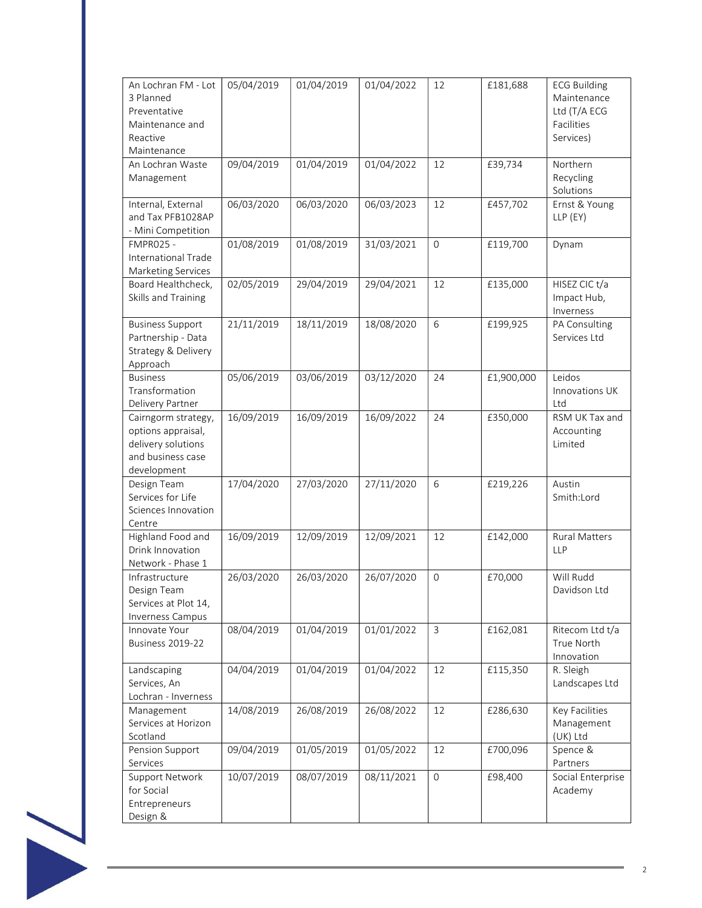| | | | | | | |
|---|---|---|---|---|---|---|
| An Lochran FM - Lot 3 Planned Preventative Maintenance and Reactive Maintenance | 05/04/2019 | 01/04/2019 | 01/04/2022 | 12 | £181,688 | ECG Building Maintenance Ltd (T/A ECG Facilities Services) |
| An Lochran Waste Management | 09/04/2019 | 01/04/2019 | 01/04/2022 | 12 | £39,734 | Northern Recycling Solutions |
| Internal, External and Tax PFB1028AP - Mini Competition | 06/03/2020 | 06/03/2020 | 06/03/2023 | 12 | £457,702 | Ernst & Young LLP (EY) |
| FMPR025 - International Trade Marketing Services | 01/08/2019 | 01/08/2019 | 31/03/2021 | 0 | £119,700 | Dynam |
| Board Healthcheck, Skills and Training | 02/05/2019 | 29/04/2019 | 29/04/2021 | 12 | £135,000 | HISEZ CIC t/a Impact Hub, Inverness |
| Business Support Partnership - Data Strategy & Delivery Approach | 21/11/2019 | 18/11/2019 | 18/08/2020 | 6 | £199,925 | PA Consulting Services Ltd |
| Business Transformation Delivery Partner | 05/06/2019 | 03/06/2019 | 03/12/2020 | 24 | £1,900,000 | Leidos Innovations UK Ltd |
| Cairngorm strategy, options appraisal, delivery solutions and business case development | 16/09/2019 | 16/09/2019 | 16/09/2022 | 24 | £350,000 | RSM UK Tax and Accounting Limited |
| Design Team Services for Life Sciences Innovation Centre | 17/04/2020 | 27/03/2020 | 27/11/2020 | 6 | £219,226 | Austin Smith:Lord |
| Highland Food and Drink Innovation Network - Phase 1 | 16/09/2019 | 12/09/2019 | 12/09/2021 | 12 | £142,000 | Rural Matters LLP |
| Infrastructure Design Team Services at Plot 14, Inverness Campus | 26/03/2020 | 26/03/2020 | 26/07/2020 | 0 | £70,000 | Will Rudd Davidson Ltd |
| Innovate Your Business 2019-22 | 08/04/2019 | 01/04/2019 | 01/01/2022 | 3 | £162,081 | Ritecom Ltd t/a True North Innovation |
| Landscaping Services, An Lochran - Inverness | 04/04/2019 | 01/04/2019 | 01/04/2022 | 12 | £115,350 | R. Sleigh Landscapes Ltd |
| Management Services at Horizon Scotland | 14/08/2019 | 26/08/2019 | 26/08/2022 | 12 | £286,630 | Key Facilities Management (UK) Ltd |
| Pension Support Services | 09/04/2019 | 01/05/2019 | 01/05/2022 | 12 | £700,096 | Spence & Partners |
| Support Network for Social Entrepreneurs Design & | 10/07/2019 | 08/07/2019 | 08/11/2021 | 0 | £98,400 | Social Enterprise Academy |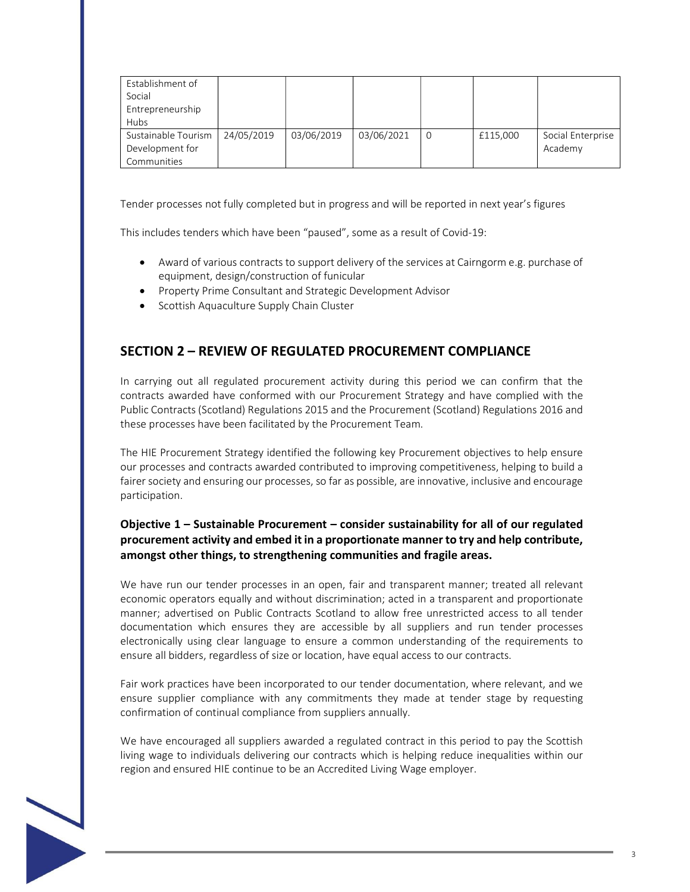| | | | | | | |
|---|---|---|---|---|---|---|
| Establishment of Social Entrepreneurship Hubs | | | | | | |
| Sustainable Tourism Development for Communities | 24/05/2019 | 03/06/2019 | 03/06/2021 | 0 | £115,000 | Social Enterprise Academy |

Tender processes not fully completed but in progress and will be reported in next year's figures

This includes tenders which have been "paused", some as a result of Covid-19:

- Award of various contracts to support delivery of the services at Cairngorm e.g. purchase of equipment, design/construction of funicular
- Property Prime Consultant and Strategic Development Advisor
- Scottish Aquaculture Supply Chain Cluster

## SECTION 2 – REVIEW OF REGULATED PROCUREMENT COMPLIANCE

In carrying out all regulated procurement activity during this period we can confirm that the contracts awarded have conformed with our Procurement Strategy and have complied with the Public Contracts (Scotland) Regulations 2015 and the Procurement (Scotland) Regulations 2016 and these processes have been facilitated by the Procurement Team.

The HIE Procurement Strategy identified the following key Procurement objectives to help ensure our processes and contracts awarded contributed to improving competitiveness, helping to build a fairer society and ensuring our processes, so far as possible, are innovative, inclusive and encourage participation.

### Objective 1 – Sustainable Procurement – consider sustainability for all of our regulated procurement activity and embed it in a proportionate manner to try and help contribute, amongst other things, to strengthening communities and fragile areas.

We have run our tender processes in an open, fair and transparent manner; treated all relevant economic operators equally and without discrimination; acted in a transparent and proportionate manner; advertised on Public Contracts Scotland to allow free unrestricted access to all tender documentation which ensures they are accessible by all suppliers and run tender processes electronically using clear language to ensure a common understanding of the requirements to ensure all bidders, regardless of size or location, have equal access to our contracts.

Fair work practices have been incorporated to our tender documentation, where relevant, and we ensure supplier compliance with any commitments they made at tender stage by requesting confirmation of continual compliance from suppliers annually.

We have encouraged all suppliers awarded a regulated contract in this period to pay the Scottish living wage to individuals delivering our contracts which is helping reduce inequalities within our region and ensured HIE continue to be an Accredited Living Wage employer.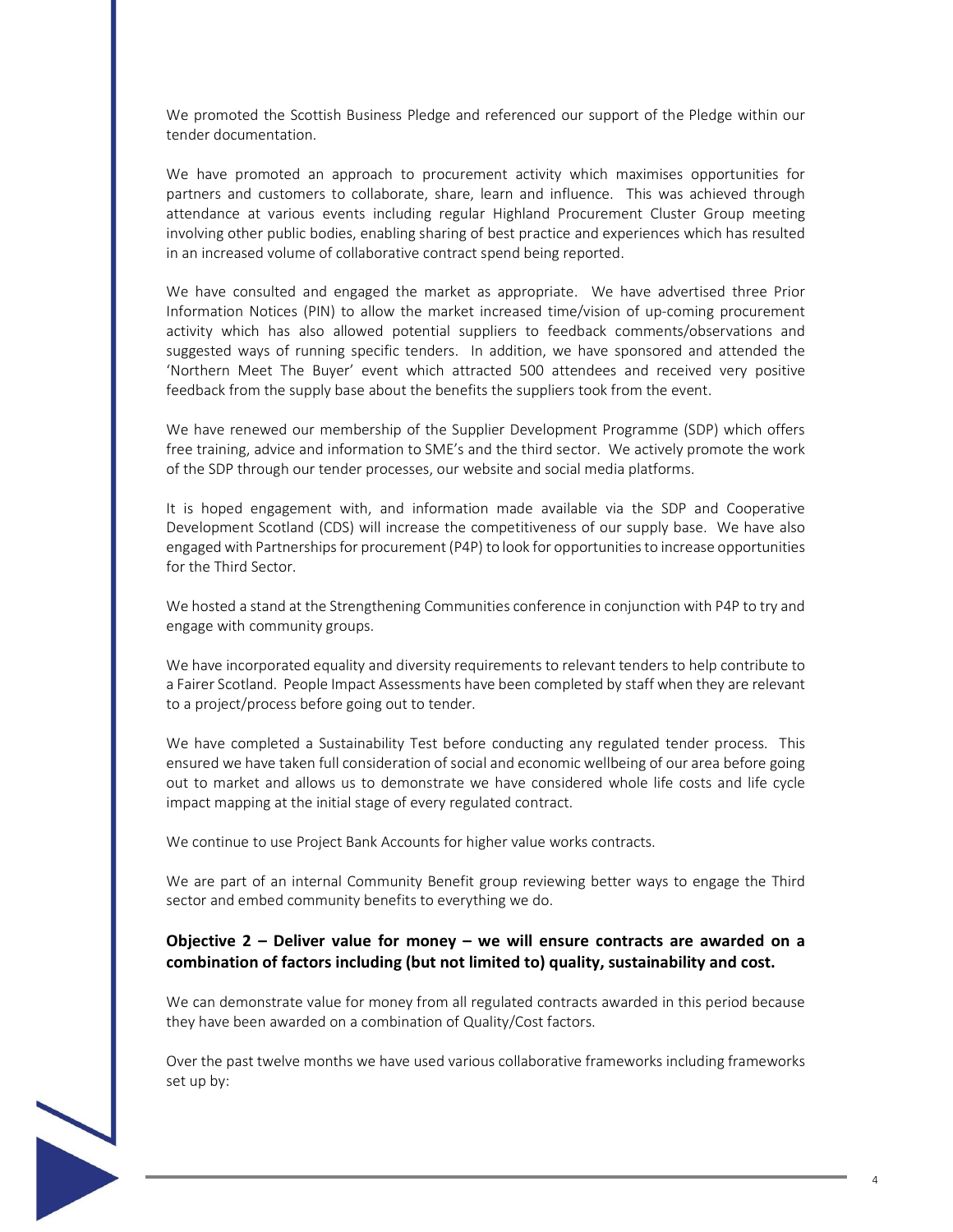We promoted the Scottish Business Pledge and referenced our support of the Pledge within our tender documentation.

We have promoted an approach to procurement activity which maximises opportunities for partners and customers to collaborate, share, learn and influence. This was achieved through attendance at various events including regular Highland Procurement Cluster Group meeting involving other public bodies, enabling sharing of best practice and experiences which has resulted in an increased volume of collaborative contract spend being reported.

We have consulted and engaged the market as appropriate. We have advertised three Prior Information Notices (PIN) to allow the market increased time/vision of up-coming procurement activity which has also allowed potential suppliers to feedback comments/observations and suggested ways of running specific tenders. In addition, we have sponsored and attended the 'Northern Meet The Buyer' event which attracted 500 attendees and received very positive feedback from the supply base about the benefits the suppliers took from the event.

We have renewed our membership of the Supplier Development Programme (SDP) which offers free training, advice and information to SME's and the third sector. We actively promote the work of the SDP through our tender processes, our website and social media platforms.

It is hoped engagement with, and information made available via the SDP and Cooperative Development Scotland (CDS) will increase the competitiveness of our supply base. We have also engaged with Partnerships for procurement (P4P) to look for opportunities to increase opportunities for the Third Sector.

We hosted a stand at the Strengthening Communities conference in conjunction with P4P to try and engage with community groups.

We have incorporated equality and diversity requirements to relevant tenders to help contribute to a Fairer Scotland. People Impact Assessments have been completed by staff when they are relevant to a project/process before going out to tender.

We have completed a Sustainability Test before conducting any regulated tender process. This ensured we have taken full consideration of social and economic wellbeing of our area before going out to market and allows us to demonstrate we have considered whole life costs and life cycle impact mapping at the initial stage of every regulated contract.

We continue to use Project Bank Accounts for higher value works contracts.

We are part of an internal Community Benefit group reviewing better ways to engage the Third sector and embed community benefits to everything we do.

### Objective 2 – Deliver value for money – we will ensure contracts are awarded on a combination of factors including (but not limited to) quality, sustainability and cost.

We can demonstrate value for money from all regulated contracts awarded in this period because they have been awarded on a combination of Quality/Cost factors.

Over the past twelve months we have used various collaborative frameworks including frameworks set up by: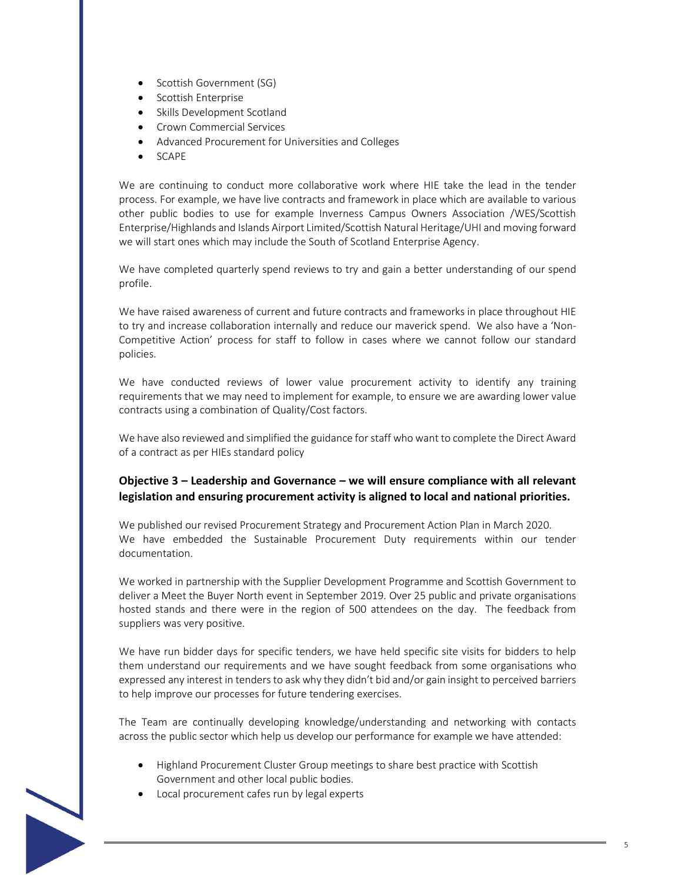- Scottish Government (SG)
- Scottish Enterprise
- Skills Development Scotland
- Crown Commercial Services
- Advanced Procurement for Universities and Colleges
- SCAPE

We are continuing to conduct more collaborative work where HIE take the lead in the tender process. For example, we have live contracts and framework in place which are available to various other public bodies to use for example Inverness Campus Owners Association /WES/Scottish Enterprise/Highlands and Islands Airport Limited/Scottish Natural Heritage/UHI and moving forward we will start ones which may include the South of Scotland Enterprise Agency.

We have completed quarterly spend reviews to try and gain a better understanding of our spend profile.

We have raised awareness of current and future contracts and frameworks in place throughout HIE to try and increase collaboration internally and reduce our maverick spend. We also have a 'Non-Competitive Action' process for staff to follow in cases where we cannot follow our standard policies.

We have conducted reviews of lower value procurement activity to identify any training requirements that we may need to implement for example, to ensure we are awarding lower value contracts using a combination of Quality/Cost factors.

We have also reviewed and simplified the guidance for staff who want to complete the Direct Award of a contract as per HIEs standard policy

### Objective 3 – Leadership and Governance – we will ensure compliance with all relevant legislation and ensuring procurement activity is aligned to local and national priorities.

We published our revised Procurement Strategy and Procurement Action Plan in March 2020.
We have embedded the Sustainable Procurement Duty requirements within our tender documentation.

We worked in partnership with the Supplier Development Programme and Scottish Government to deliver a Meet the Buyer North event in September 2019. Over 25 public and private organisations hosted stands and there were in the region of 500 attendees on the day. The feedback from suppliers was very positive.

We have run bidder days for specific tenders, we have held specific site visits for bidders to help them understand our requirements and we have sought feedback from some organisations who expressed any interest in tenders to ask why they didn't bid and/or gain insight to perceived barriers to help improve our processes for future tendering exercises.

The Team are continually developing knowledge/understanding and networking with contacts across the public sector which help us develop our performance for example we have attended:

- Highland Procurement Cluster Group meetings to share best practice with Scottish Government and other local public bodies.
- Local procurement cafes run by legal experts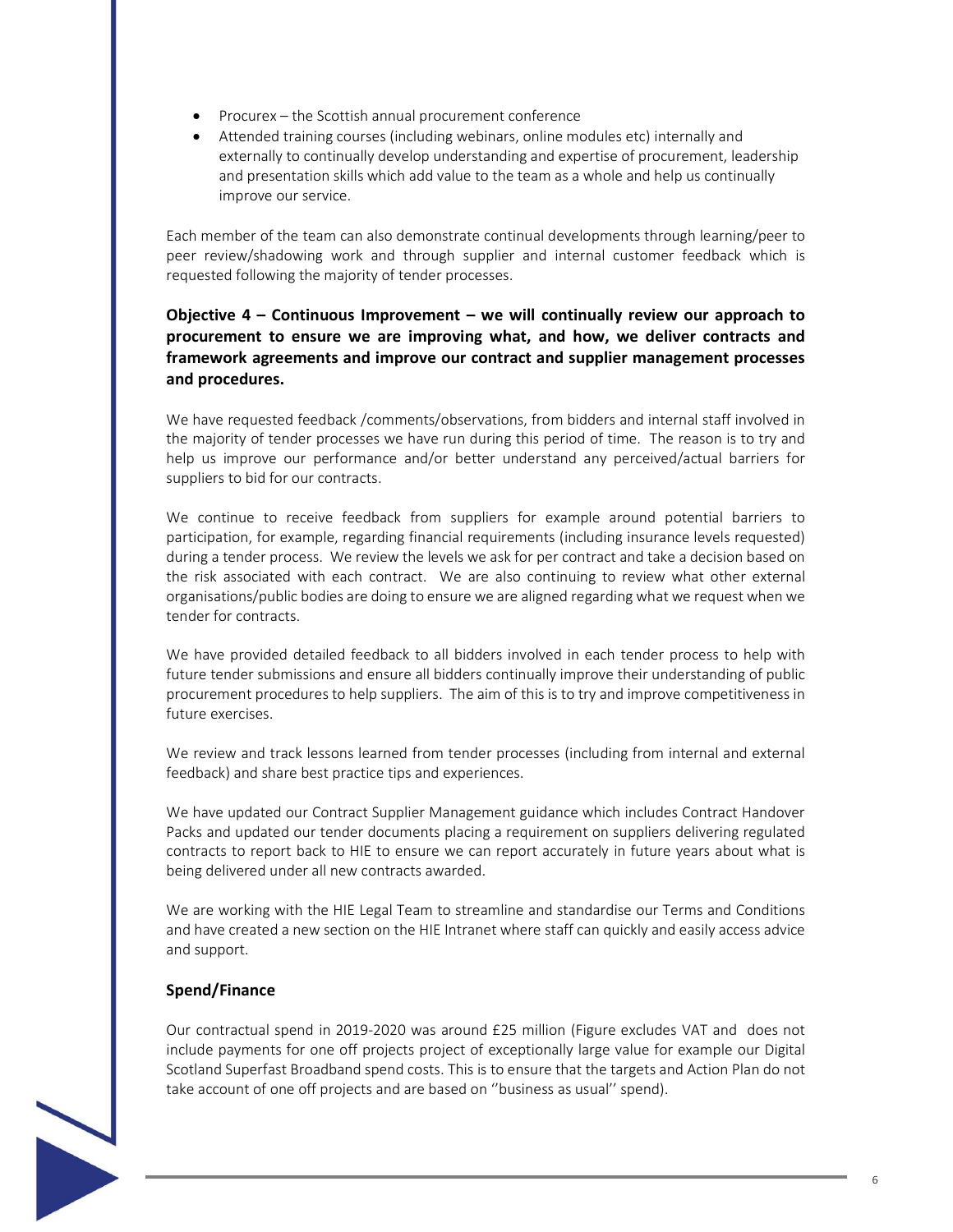- Procurex – the Scottish annual procurement conference
- Attended training courses (including webinars, online modules etc) internally and externally to continually develop understanding and expertise of procurement, leadership and presentation skills which add value to the team as a whole and help us continually improve our service.

Each member of the team can also demonstrate continual developments through learning/peer to peer review/shadowing work and through supplier and internal customer feedback which is requested following the majority of tender processes.

**Objective 4 – Continuous Improvement – we will continually review our approach to procurement to ensure we are improving what, and how, we deliver contracts and framework agreements and improve our contract and supplier management processes and procedures.**

We have requested feedback /comments/observations, from bidders and internal staff involved in the majority of tender processes we have run during this period of time. The reason is to try and help us improve our performance and/or better understand any perceived/actual barriers for suppliers to bid for our contracts.

We continue to receive feedback from suppliers for example around potential barriers to participation, for example, regarding financial requirements (including insurance levels requested) during a tender process. We review the levels we ask for per contract and take a decision based on the risk associated with each contract. We are also continuing to review what other external organisations/public bodies are doing to ensure we are aligned regarding what we request when we tender for contracts.

We have provided detailed feedback to all bidders involved in each tender process to help with future tender submissions and ensure all bidders continually improve their understanding of public procurement procedures to help suppliers. The aim of this is to try and improve competitiveness in future exercises.

We review and track lessons learned from tender processes (including from internal and external feedback) and share best practice tips and experiences.

We have updated our Contract Supplier Management guidance which includes Contract Handover Packs and updated our tender documents placing a requirement on suppliers delivering regulated contracts to report back to HIE to ensure we can report accurately in future years about what is being delivered under all new contracts awarded.

We are working with the HIE Legal Team to streamline and standardise our Terms and Conditions and have created a new section on the HIE Intranet where staff can quickly and easily access advice and support.

### Spend/Finance

Our contractual spend in 2019-2020 was around £25 million (Figure excludes VAT and does not include payments for one off projects project of exceptionally large value for example our Digital Scotland Superfast Broadband spend costs. This is to ensure that the targets and Action Plan do not take account of one off projects and are based on ''business as usual'' spend).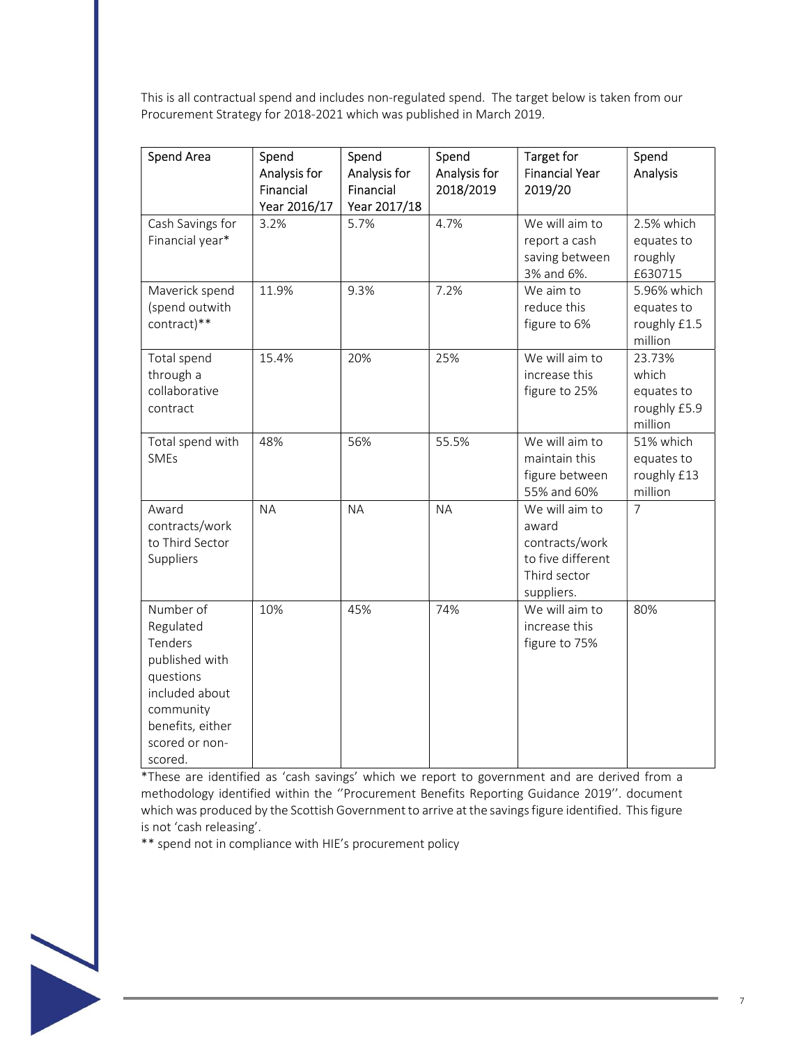This is all contractual spend and includes non-regulated spend. The target below is taken from our Procurement Strategy for 2018-2021 which was published in March 2019.

| Spend Area | Spend Analysis for Financial Year 2016/17 | Spend Analysis for Financial Year 2017/18 | Spend Analysis for 2018/2019 | Target for Financial Year 2019/20 | Spend Analysis |
|---|---|---|---|---|---|
| Cash Savings for Financial year* | 3.2% | 5.7% | 4.7% | We will aim to report a cash saving between 3% and 6%. | 2.5% which equates to roughly £630715 |
| Maverick spend (spend outwith contract)** | 11.9% | 9.3% | 7.2% | We aim to reduce this figure to 6% | 5.96% which equates to roughly £1.5 million |
| Total spend through a collaborative contract | 15.4% | 20% | 25% | We will aim to increase this figure to 25% | 23.73% which equates to roughly £5.9 million |
| Total spend with SMEs | 48% | 56% | 55.5% | We will aim to maintain this figure between 55% and 60% | 51% which equates to roughly £13 million |
| Award contracts/work to Third Sector Suppliers | NA | NA | NA | We will aim to award contracts/work to five different Third sector suppliers. | 7 |
| Number of Regulated Tenders published with questions included about community benefits, either scored or non-scored. | 10% | 45% | 74% | We will aim to increase this figure to 75% | 80% |

*These are identified as 'cash savings' which we report to government and are derived from a methodology identified within the ''Procurement Benefits Reporting Guidance 2019''. document which was produced by the Scottish Government to arrive at the savings figure identified. This figure is not 'cash releasing'.

** spend not in compliance with HIE's procurement policy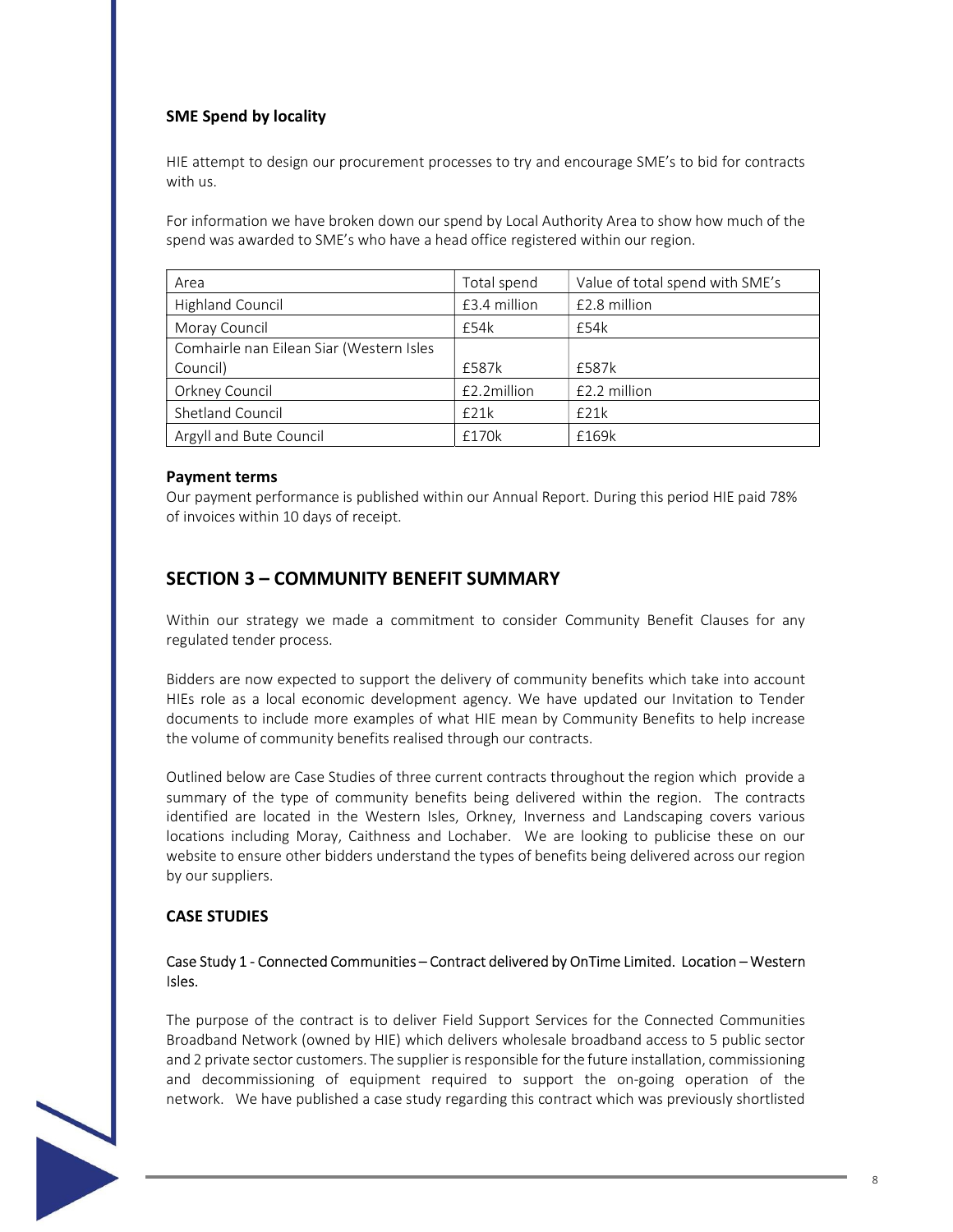### SME Spend by locality

HIE attempt to design our procurement processes to try and encourage SME's to bid for contracts with us.

For information we have broken down our spend by Local Authority Area to show how much of the spend was awarded to SME's who have a head office registered within our region.

| Area | Total spend | Value of total spend with SME's |
| --- | --- | --- |
| Highland Council | £3.4 million | £2.8 million |
| Moray Council | £54k | £54k |
| Comhairle nan Eilean Siar (Western Isles Council) | £587k | £587k |
| Orkney Council | £2.2million | £2.2 million |
| Shetland Council | £21k | £21k |
| Argyll and Bute Council | £170k | £169k |

### Payment terms

Our payment performance is published within our Annual Report. During this period HIE paid 78% of invoices within 10 days of receipt.

## SECTION 3 – COMMUNITY BENEFIT SUMMARY

Within our strategy we made a commitment to consider Community Benefit Clauses for any regulated tender process.

Bidders are now expected to support the delivery of community benefits which take into account HIEs role as a local economic development agency. We have updated our Invitation to Tender documents to include more examples of what HIE mean by Community Benefits to help increase the volume of community benefits realised through our contracts.

Outlined below are Case Studies of three current contracts throughout the region which provide a summary of the type of community benefits being delivered within the region. The contracts identified are located in the Western Isles, Orkney, Inverness and Landscaping covers various locations including Moray, Caithness and Lochaber. We are looking to publicise these on our website to ensure other bidders understand the types of benefits being delivered across our region by our suppliers.

### CASE STUDIES

Case Study 1 - Connected Communities – Contract delivered by OnTime Limited. Location – Western Isles.

The purpose of the contract is to deliver Field Support Services for the Connected Communities Broadband Network (owned by HIE) which delivers wholesale broadband access to 5 public sector and 2 private sector customers. The supplier is responsible for the future installation, commissioning and decommissioning of equipment required to support the on-going operation of the network. We have published a case study regarding this contract which was previously shortlisted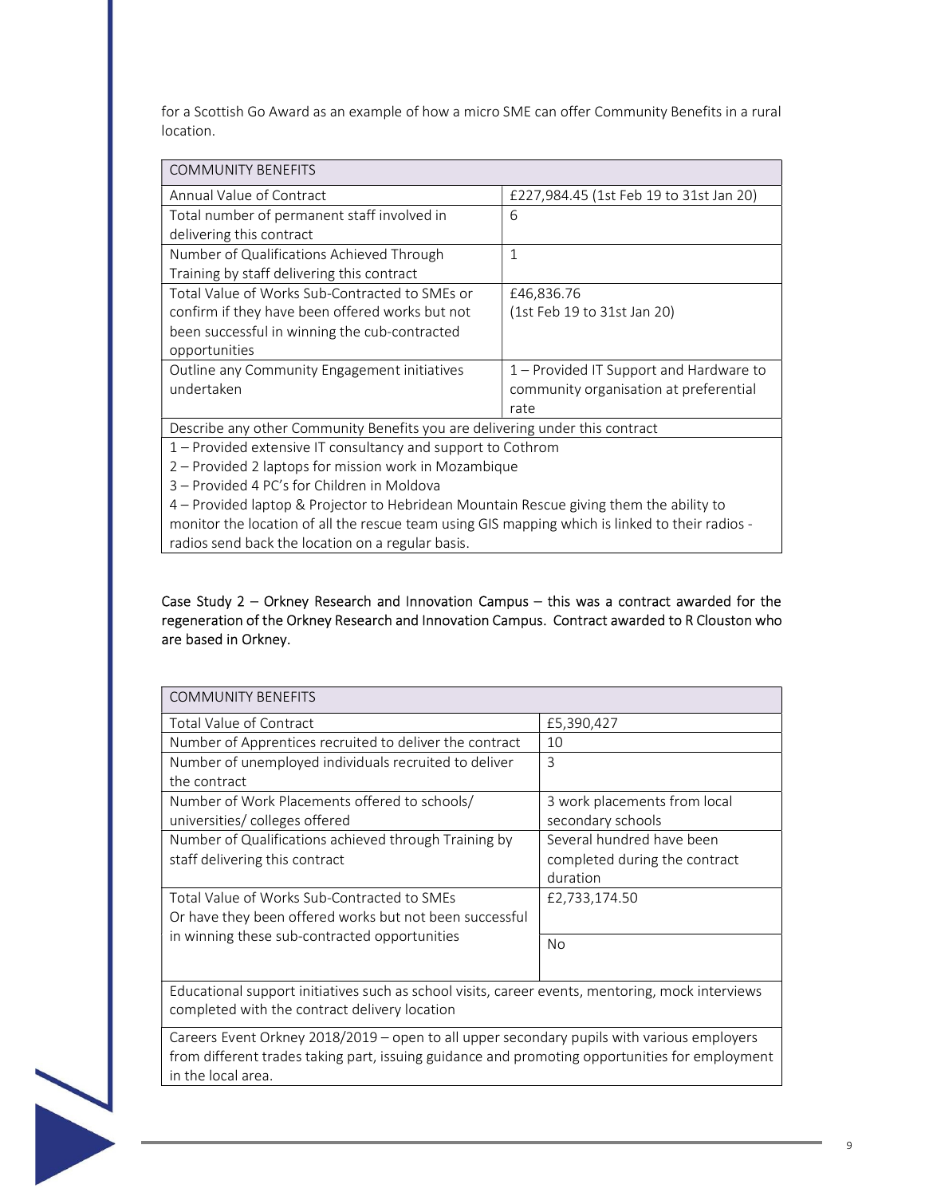for a Scottish Go Award as an example of how a micro SME can offer Community Benefits in a rural location.

| COMMUNITY BENEFITS | |
|---|---|
| Annual Value of Contract | £227,984.45 (1st Feb 19 to 31st Jan 20) |
| Total number of permanent staff involved in delivering this contract | 6 |
| Number of Qualifications Achieved Through Training by staff delivering this contract | 1 |
| Total Value of Works Sub-Contracted to SMEs or confirm if they have been offered works but not been successful in winning the cub-contracted opportunities | £46,836.76 (1st Feb 19 to 31st Jan 20) |
| Outline any Community Engagement initiatives undertaken | 1 – Provided IT Support and Hardware to community organisation at preferential rate |
| Describe any other Community Benefits you are delivering under this contract | |
| 1 – Provided extensive IT consultancy and support to Cothrom<br>2 – Provided 2 laptops for mission work in Mozambique<br>3 – Provided 4 PC's for Children in Moldova<br>4 – Provided laptop & Projector to Hebridean Mountain Rescue giving them the ability to monitor the location of all the rescue team using GIS mapping which is linked to their radios - radios send back the location on a regular basis. | |

Case Study 2 – Orkney Research and Innovation Campus – this was a contract awarded for the regeneration of the Orkney Research and Innovation Campus. Contract awarded to R Clouston who are based in Orkney.

| COMMUNITY BENEFITS | |
|---|---|
| Total Value of Contract | £5,390,427 |
| Number of Apprentices recruited to deliver the contract | 10 |
| Number of unemployed individuals recruited to deliver the contract | 3 |
| Number of Work Placements offered to schools/ universities/ colleges offered | 3 work placements from local secondary schools |
| Number of Qualifications achieved through Training by staff delivering this contract | Several hundred have been completed during the contract duration |
| Total Value of Works Sub-Contracted to SMEs Or have they been offered works but not been successful in winning these sub-contracted opportunities | £2,733,174.50<br>No |
| Educational support initiatives such as school visits, career events, mentoring, mock interviews completed with the contract delivery location | |
| Careers Event Orkney 2018/2019 – open to all upper secondary pupils with various employers from different trades taking part, issuing guidance and promoting opportunities for employment in the local area. | |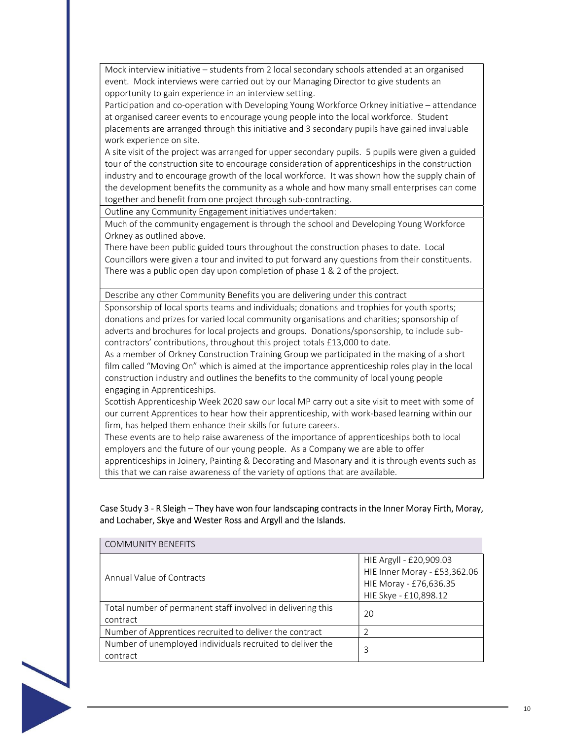| | |
|---|---|
| Mock interview initiative – students from 2 local secondary schools attended at an organised event. Mock interviews were carried out by our Managing Director to give students an opportunity to gain experience in an interview setting. Participation and co-operation with Developing Young Workforce Orkney initiative – attendance at organised career events to encourage young people into the local workforce. Student placements are arranged through this initiative and 3 secondary pupils have gained invaluable work experience on site. A site visit of the project was arranged for upper secondary pupils. 5 pupils were given a guided tour of the construction site to encourage consideration of apprenticeships in the construction industry and to encourage growth of the local workforce. It was shown how the supply chain of the development benefits the community as a whole and how many small enterprises can come together and benefit from one project through sub-contracting. | |
| Outline any Community Engagement initiatives undertaken: | |
| Much of the community engagement is through the school and Developing Young Workforce Orkney as outlined above. There have been public guided tours throughout the construction phases to date. Local Councillors were given a tour and invited to put forward any questions from their constituents. There was a public open day upon completion of phase 1 & 2 of the project. | |
| Describe any other Community Benefits you are delivering under this contract | |
| Sponsorship of local sports teams and individuals; donations and trophies for youth sports; donations and prizes for varied local community organisations and charities; sponsorship of adverts and brochures for local projects and groups. Donations/sponsorship, to include sub-contractors' contributions, throughout this project totals £13,000 to date. As a member of Orkney Construction Training Group we participated in the making of a short film called "Moving On" which is aimed at the importance apprenticeship roles play in the local construction industry and outlines the benefits to the community of local young people engaging in Apprenticeships. Scottish Apprenticeship Week 2020 saw our local MP carry out a site visit to meet with some of our current Apprentices to hear how their apprenticeship, with work-based learning within our firm, has helped them enhance their skills for future careers. These events are to help raise awareness of the importance of apprenticeships both to local employers and the future of our young people. As a Company we are able to offer apprenticeships in Joinery, Painting & Decorating and Masonary and it is through events such as this that we can raise awareness of the variety of options that are available. | |

Case Study 3 - R Sleigh – They have won four landscaping contracts in the Inner Moray Firth, Moray, and Lochaber, Skye and Wester Ross and Argyll and the Islands.

| COMMUNITY BENEFITS | |
|---|---|
| Annual Value of Contracts | HIE Argyll - £20,909.03<br>HIE Inner Moray - £53,362.06<br>HIE Moray - £76,636.35<br>HIE Skye - £10,898.12 |
| Total number of permanent staff involved in delivering this contract | 20 |
| Number of Apprentices recruited to deliver the contract | 2 |
| Number of unemployed individuals recruited to deliver the contract | 3 |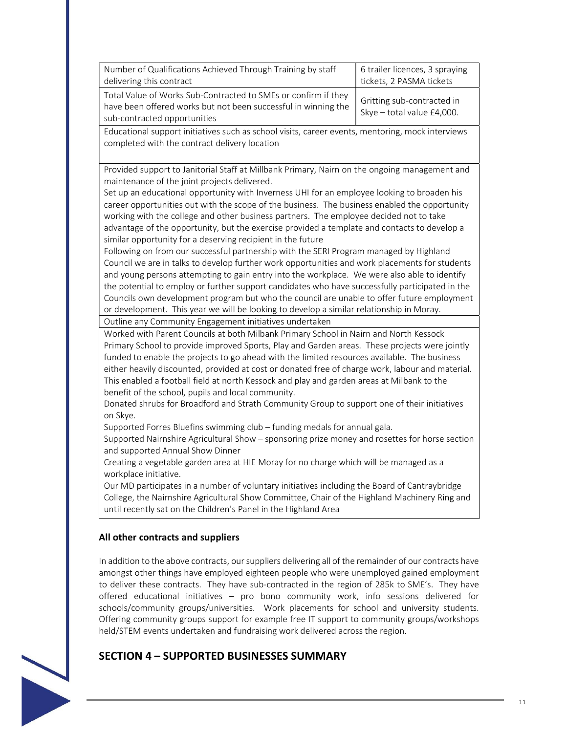| | |
|---|---|
| Number of Qualifications Achieved Through Training by staff delivering this contract | 6 trailer licences, 3 spraying tickets, 2 PASMA tickets |
| Total Value of Works Sub-Contracted to SMEs or confirm if they have been offered works but not been successful in winning the sub-contracted opportunities | Gritting sub-contracted in Skye – total value £4,000. |
| Educational support initiatives such as school visits, career events, mentoring, mock interviews completed with the contract delivery location | |
| Provided support to Janitorial Staff at Millbank Primary, Nairn on the ongoing management and maintenance of the joint projects delivered.<br>Set up an educational opportunity with Inverness UHI for an employee looking to broaden his career opportunities out with the scope of the business. The business enabled the opportunity working with the college and other business partners. The employee decided not to take advantage of the opportunity, but the exercise provided a template and contacts to develop a similar opportunity for a deserving recipient in the future<br>Following on from our successful partnership with the SERI Program managed by Highland Council we are in talks to develop further work opportunities and work placements for students and young persons attempting to gain entry into the workplace. We were also able to identify the potential to employ or further support candidates who have successfully participated in the Councils own development program but who the council are unable to offer future employment or development. This year we will be looking to develop a similar relationship in Moray. | |
| Outline any Community Engagement initiatives undertaken | |
| Worked with Parent Councils at both Milbank Primary School in Nairn and North Kessock Primary School to provide improved Sports, Play and Garden areas. These projects were jointly funded to enable the projects to go ahead with the limited resources available. The business either heavily discounted, provided at cost or donated free of charge work, labour and material. This enabled a football field at north Kessock and play and garden areas at Milbank to the benefit of the school, pupils and local community.<br>Donated shrubs for Broadford and Strath Community Group to support one of their initiatives on Skye.<br>Supported Forres Bluefins swimming club – funding medals for annual gala.<br>Supported Nairnshire Agricultural Show – sponsoring prize money and rosettes for horse section and supported Annual Show Dinner<br>Creating a vegetable garden area at HIE Moray for no charge which will be managed as a workplace initiative.<br>Our MD participates in a number of voluntary initiatives including the Board of Cantraybridge College, the Nairnshire Agricultural Show Committee, Chair of the Highland Machinery Ring and until recently sat on the Children's Panel in the Highland Area | |

**All other contracts and suppliers**

In addition to the above contracts, our suppliers delivering all of the remainder of our contracts have amongst other things have employed eighteen people who were unemployed gained employment to deliver these contracts. They have sub-contracted in the region of 285k to SME's. They have offered educational initiatives – pro bono community work, info sessions delivered for schools/community groups/universities. Work placements for school and university students. Offering community groups support for example free IT support to community groups/workshops held/STEM events undertaken and fundraising work delivered across the region.

## SECTION 4 – SUPPORTED BUSINESSES SUMMARY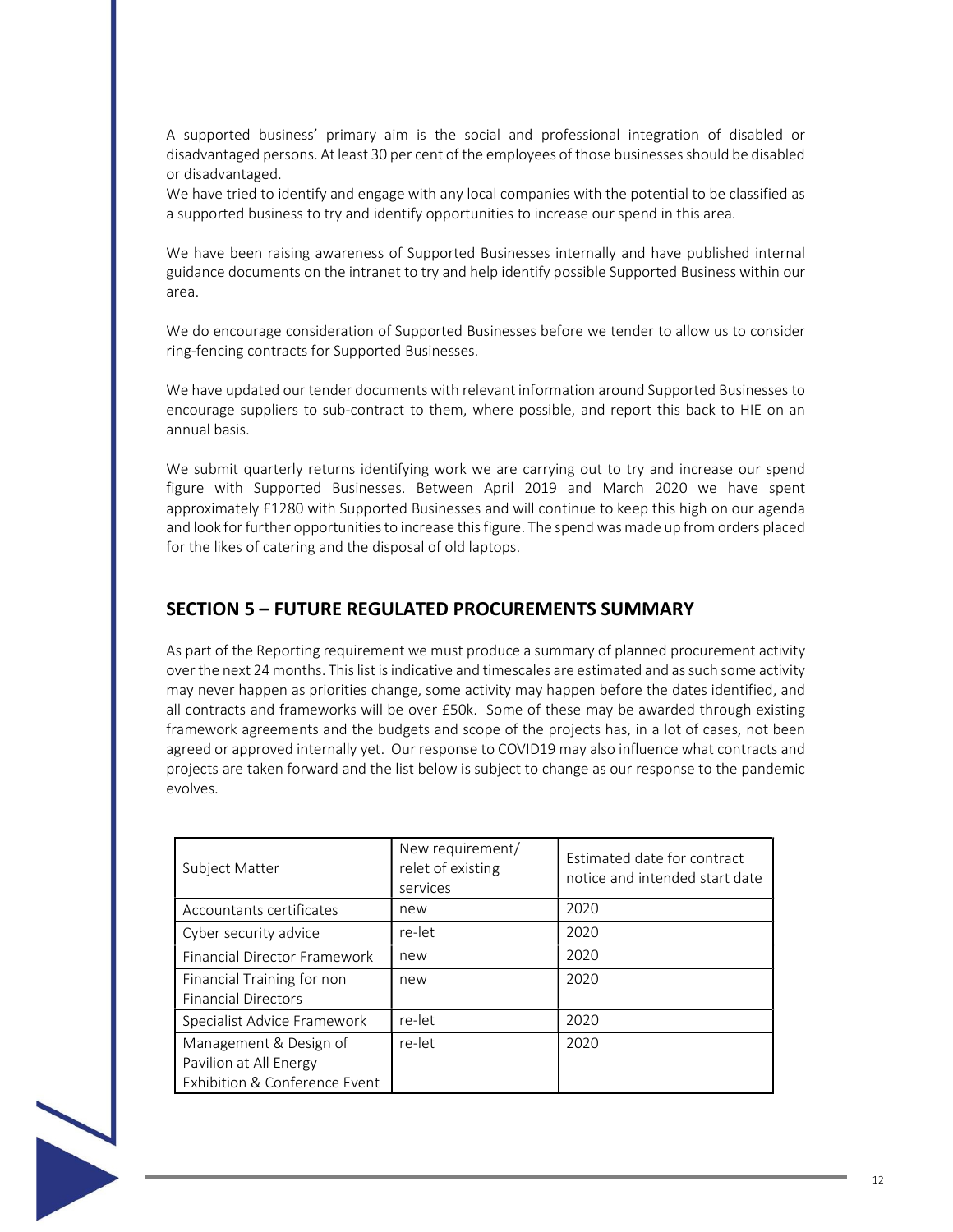A supported business' primary aim is the social and professional integration of disabled or disadvantaged persons. At least 30 per cent of the employees of those businesses should be disabled or disadvantaged.
We have tried to identify and engage with any local companies with the potential to be classified as a supported business to try and identify opportunities to increase our spend in this area.

We have been raising awareness of Supported Businesses internally and have published internal guidance documents on the intranet to try and help identify possible Supported Business within our area.

We do encourage consideration of Supported Businesses before we tender to allow us to consider ring-fencing contracts for Supported Businesses.

We have updated our tender documents with relevant information around Supported Businesses to encourage suppliers to sub-contract to them, where possible, and report this back to HIE on an annual basis.

We submit quarterly returns identifying work we are carrying out to try and increase our spend figure with Supported Businesses. Between April 2019 and March 2020 we have spent approximately £1280 with Supported Businesses and will continue to keep this high on our agenda and look for further opportunities to increase this figure. The spend was made up from orders placed for the likes of catering and the disposal of old laptops.

## SECTION 5 – FUTURE REGULATED PROCUREMENTS SUMMARY

As part of the Reporting requirement we must produce a summary of planned procurement activity over the next 24 months. This list is indicative and timescales are estimated and as such some activity may never happen as priorities change, some activity may happen before the dates identified, and all contracts and frameworks will be over £50k. Some of these may be awarded through existing framework agreements and the budgets and scope of the projects has, in a lot of cases, not been agreed or approved internally yet. Our response to COVID19 may also influence what contracts and projects are taken forward and the list below is subject to change as our response to the pandemic evolves.

| Subject Matter | New requirement/ relet of existing services | Estimated date for contract notice and intended start date |
|---|---|---|
| Accountants certificates | new | 2020 |
| Cyber security advice | re-let | 2020 |
| Financial Director Framework | new | 2020 |
| Financial Training for non Financial Directors | new | 2020 |
| Specialist Advice Framework | re-let | 2020 |
| Management & Design of Pavilion at All Energy Exhibition & Conference Event | re-let | 2020 |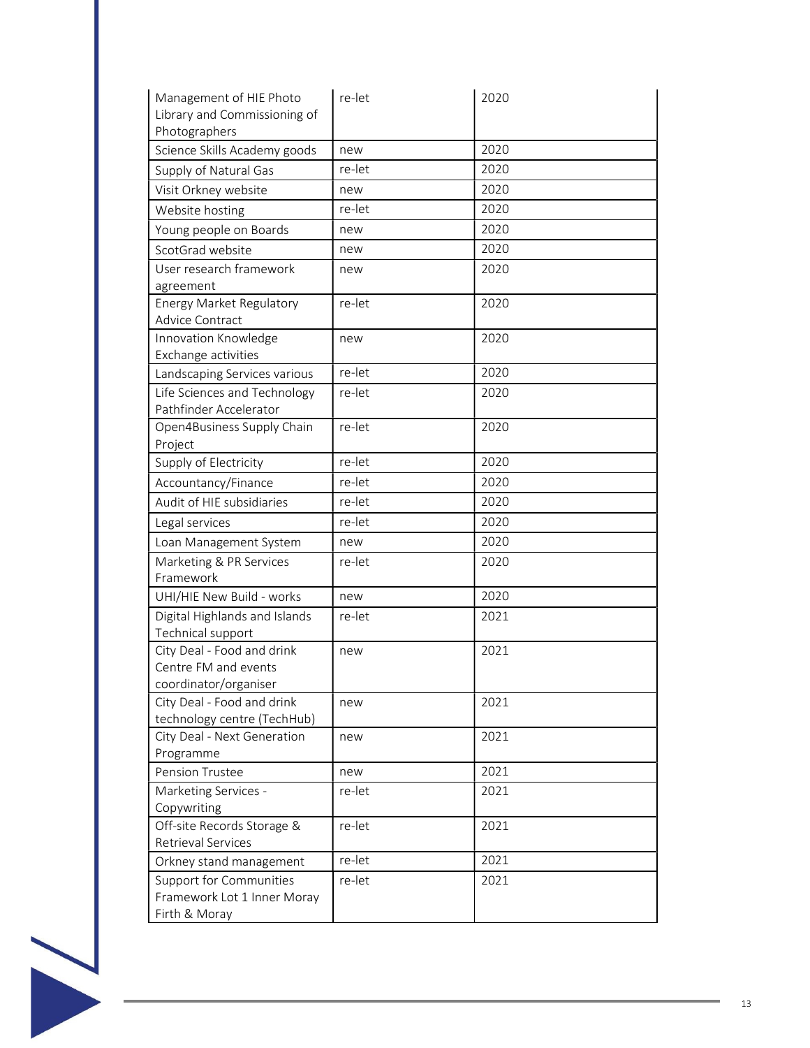| | | |
|---|---|---|
| Management of HIE Photo Library and Commissioning of Photographers | re-let | 2020 |
| Science Skills Academy goods | new | 2020 |
| Supply of Natural Gas | re-let | 2020 |
| Visit Orkney website | new | 2020 |
| Website hosting | re-let | 2020 |
| Young people on Boards | new | 2020 |
| ScotGrad website | new | 2020 |
| User research framework agreement | new | 2020 |
| Energy Market Regulatory Advice Contract | re-let | 2020 |
| Innovation Knowledge Exchange activities | new | 2020 |
| Landscaping Services various | re-let | 2020 |
| Life Sciences and Technology Pathfinder Accelerator | re-let | 2020 |
| Open4Business Supply Chain Project | re-let | 2020 |
| Supply of Electricity | re-let | 2020 |
| Accountancy/Finance | re-let | 2020 |
| Audit of HIE subsidiaries | re-let | 2020 |
| Legal services | re-let | 2020 |
| Loan Management System | new | 2020 |
| Marketing & PR Services Framework | re-let | 2020 |
| UHI/HIE New Build - works | new | 2020 |
| Digital Highlands and Islands Technical support | re-let | 2021 |
| City Deal - Food and drink Centre FM and events coordinator/organiser | new | 2021 |
| City Deal - Food and drink technology centre (TechHub) | new | 2021 |
| City Deal - Next Generation Programme | new | 2021 |
| Pension Trustee | new | 2021 |
| Marketing Services - Copywriting | re-let | 2021 |
| Off-site Records Storage & Retrieval Services | re-let | 2021 |
| Orkney stand management | re-let | 2021 |
| Support for Communities Framework Lot 1 Inner Moray Firth & Moray | re-let | 2021 |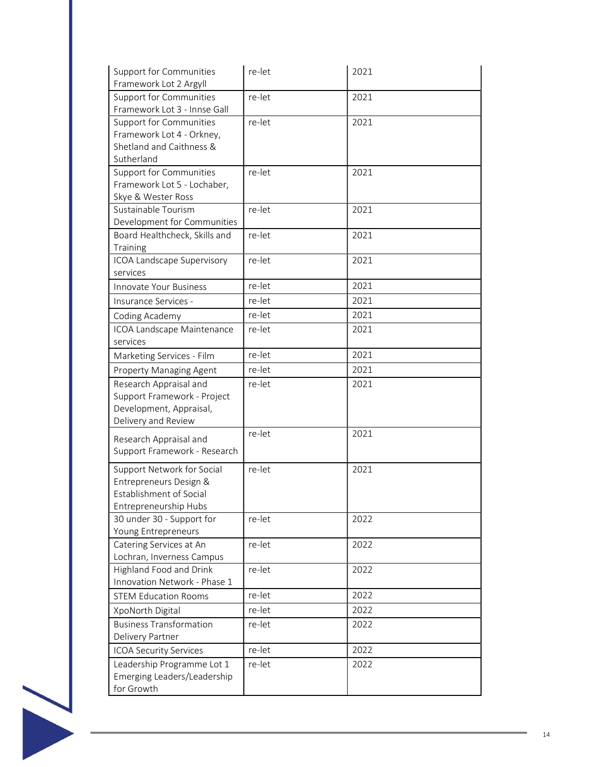| | | |
|---|---|---|
| Support for Communities Framework Lot 2 Argyll | re-let | 2021 |
| Support for Communities Framework Lot 3 - Innse Gall | re-let | 2021 |
| Support for Communities Framework Lot 4 - Orkney, Shetland and Caithness & Sutherland | re-let | 2021 |
| Support for Communities Framework Lot 5 - Lochaber, Skye & Wester Ross | re-let | 2021 |
| Sustainable Tourism Development for Communities | re-let | 2021 |
| Board Healthcheck, Skills and Training | re-let | 2021 |
| ICOA Landscape Supervisory services | re-let | 2021 |
| Innovate Your Business | re-let | 2021 |
| Insurance Services - | re-let | 2021 |
| Coding Academy | re-let | 2021 |
| ICOA Landscape Maintenance services | re-let | 2021 |
| Marketing Services - Film | re-let | 2021 |
| Property Managing Agent | re-let | 2021 |
| Research Appraisal and Support Framework - Project Development, Appraisal, Delivery and Review | re-let | 2021 |
| Research Appraisal and Support Framework - Research | re-let | 2021 |
| Support Network for Social Entrepreneurs Design & Establishment of Social Entrepreneurship Hubs | re-let | 2021 |
| 30 under 30 - Support for Young Entrepreneurs | re-let | 2022 |
| Catering Services at An Lochran, Inverness Campus | re-let | 2022 |
| Highland Food and Drink Innovation Network - Phase 1 | re-let | 2022 |
| STEM Education Rooms | re-let | 2022 |
| XpoNorth Digital | re-let | 2022 |
| Business Transformation Delivery Partner | re-let | 2022 |
| ICOA Security Services | re-let | 2022 |
| Leadership Programme Lot 1 Emerging Leaders/Leadership for Growth | re-let | 2022 |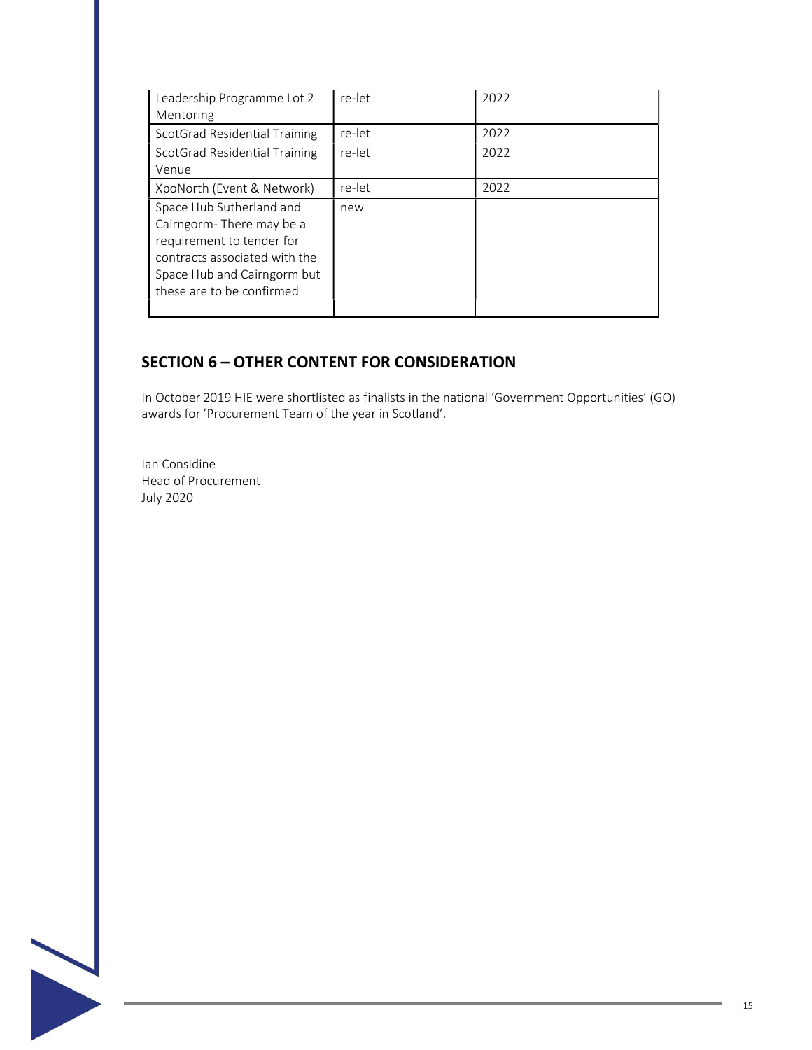| | | |
|---|---|---|
| Leadership Programme Lot 2 Mentoring | re-let | 2022 |
| ScotGrad Residential Training | re-let | 2022 |
| ScotGrad Residential Training Venue | re-let | 2022 |
| XpoNorth (Event & Network) | re-let | 2022 |
| Space Hub Sutherland and Cairngorm- There may be a requirement to tender for contracts associated with the Space Hub and Cairngorm but these are to be confirmed | new | |

## SECTION 6 – OTHER CONTENT FOR CONSIDERATION

In October 2019 HIE were shortlisted as finalists in the national 'Government Opportunities' (GO) awards for 'Procurement Team of the year in Scotland'.

Ian Considine
Head of Procurement
July 2020